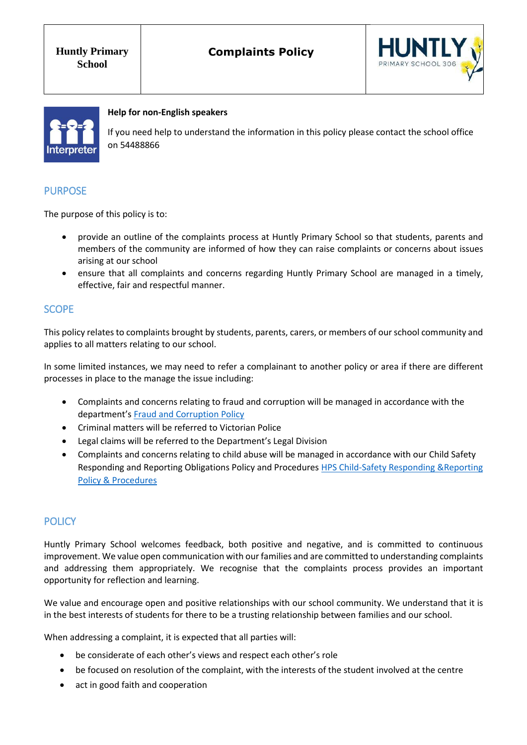| Huntly Primary School | Complaints Policy | HUNTLY PRIMARY SCHOOL 306 |
|---|---|---|

**Help for non-English speakers**

If you need help to understand the information in this policy please contact the school office on 54488866

## PURPOSE

The purpose of this policy is to:

- provide an outline of the complaints process at Huntly Primary School so that students, parents and members of the community are informed of how they can raise complaints or concerns about issues arising at our school
- ensure that all complaints and concerns regarding Huntly Primary School are managed in a timely, effective, fair and respectful manner.

## SCOPE

This policy relates to complaints brought by students, parents, carers, or members of our school community and applies to all matters relating to our school.

In some limited instances, we may need to refer a complainant to another policy or area if there are different processes in place to the manage the issue including:

- Complaints and concerns relating to fraud and corruption will be managed in accordance with the department's Fraud and Corruption Policy
- Criminal matters will be referred to Victorian Police
- Legal claims will be referred to the Department's Legal Division
- Complaints and concerns relating to child abuse will be managed in accordance with our Child Safety Responding and Reporting Obligations Policy and Procedures HPS Child-Safety Responding &Reporting Policy & Procedures

## POLICY

Huntly Primary School welcomes feedback, both positive and negative, and is committed to continuous improvement. We value open communication with our families and are committed to understanding complaints and addressing them appropriately. We recognise that the complaints process provides an important opportunity for reflection and learning.

We value and encourage open and positive relationships with our school community. We understand that it is in the best interests of students for there to be a trusting relationship between families and our school.

When addressing a complaint, it is expected that all parties will:

- be considerate of each other's views and respect each other's role
- be focused on resolution of the complaint, with the interests of the student involved at the centre
- act in good faith and cooperation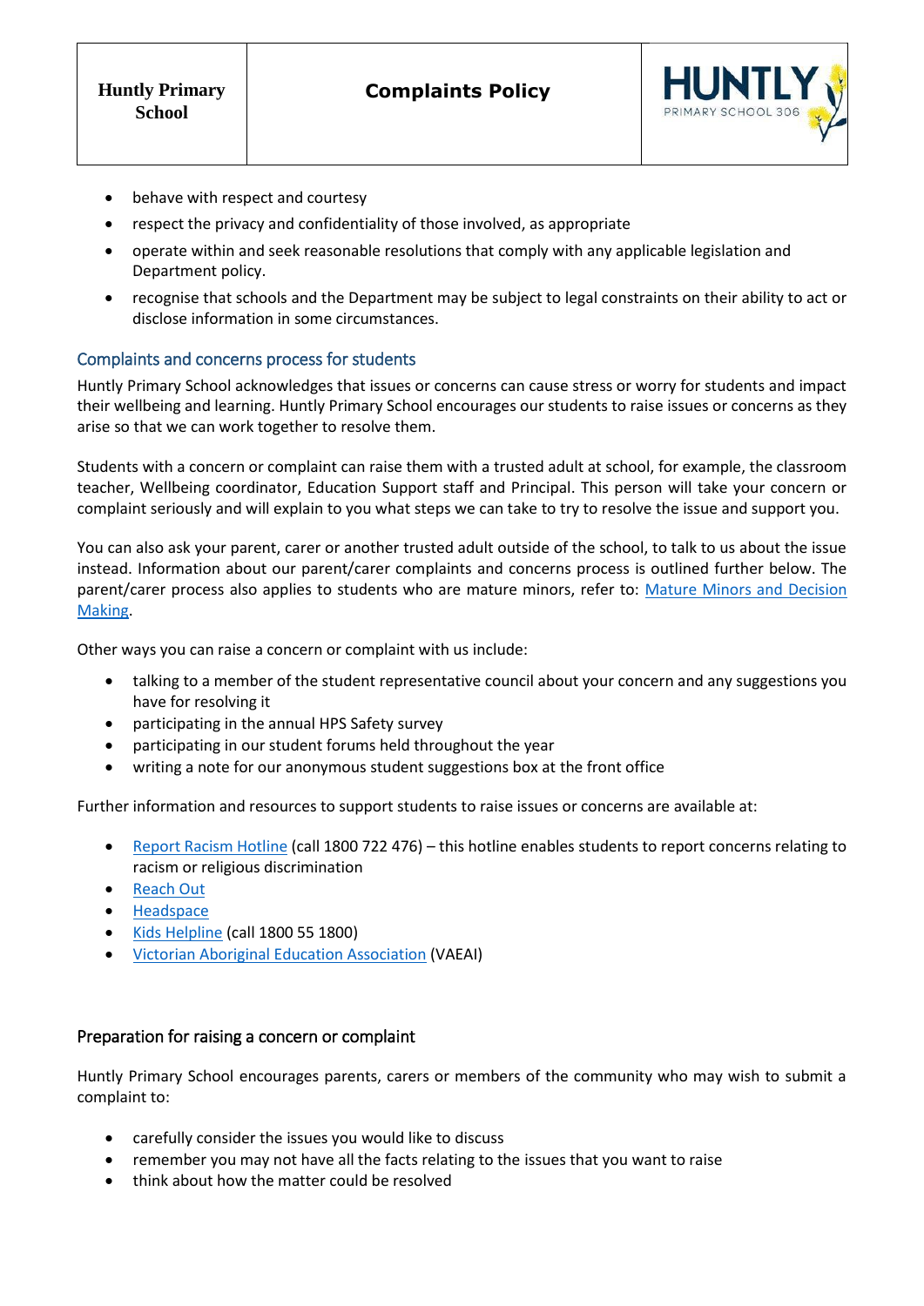- behave with respect and courtesy
- respect the privacy and confidentiality of those involved, as appropriate
- operate within and seek reasonable resolutions that comply with any applicable legislation and Department policy.
- recognise that schools and the Department may be subject to legal constraints on their ability to act or disclose information in some circumstances.

## Complaints and concerns process for students

Huntly Primary School acknowledges that issues or concerns can cause stress or worry for students and impact their wellbeing and learning. Huntly Primary School encourages our students to raise issues or concerns as they arise so that we can work together to resolve them.

Students with a concern or complaint can raise them with a trusted adult at school, for example, the classroom teacher, Wellbeing coordinator, Education Support staff and Principal. This person will take your concern or complaint seriously and will explain to you what steps we can take to try to resolve the issue and support you.

You can also ask your parent, carer or another trusted adult outside of the school, to talk to us about the issue instead. Information about our parent/carer complaints and concerns process is outlined further below. The parent/carer process also applies to students who are mature minors, refer to: Mature Minors and Decision Making.

Other ways you can raise a concern or complaint with us include:

- talking to a member of the student representative council about your concern and any suggestions you have for resolving it
- participating in the annual HPS Safety survey
- participating in our student forums held throughout the year
- writing a note for our anonymous student suggestions box at the front office

Further information and resources to support students to raise issues or concerns are available at:

- Report Racism Hotline (call 1800 722 476) – this hotline enables students to report concerns relating to racism or religious discrimination
- Reach Out
- Headspace
- Kids Helpline (call 1800 55 1800)
- Victorian Aboriginal Education Association (VAEAI)

## Preparation for raising a concern or complaint

Huntly Primary School encourages parents, carers or members of the community who may wish to submit a complaint to:

- carefully consider the issues you would like to discuss
- remember you may not have all the facts relating to the issues that you want to raise
- think about how the matter could be resolved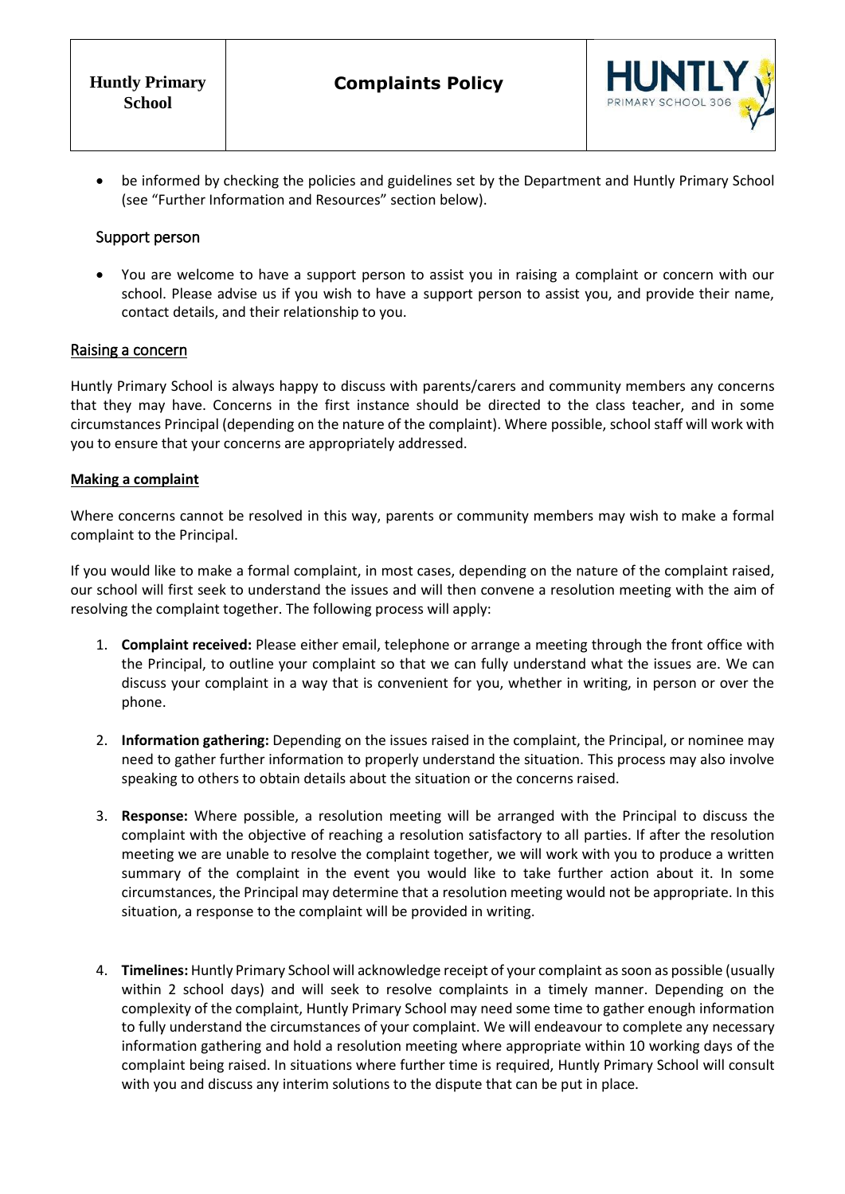- be informed by checking the policies and guidelines set by the Department and Huntly Primary School (see "Further Information and Resources" section below).

### Support person

- You are welcome to have a support person to assist you in raising a complaint or concern with our school. Please advise us if you wish to have a support person to assist you, and provide their name, contact details, and their relationship to you.

## Raising a concern

Huntly Primary School is always happy to discuss with parents/carers and community members any concerns that they may have. Concerns in the first instance should be directed to the class teacher, and in some circumstances Principal (depending on the nature of the complaint). Where possible, school staff will work with you to ensure that your concerns are appropriately addressed.

## Making a complaint

Where concerns cannot be resolved in this way, parents or community members may wish to make a formal complaint to the Principal.

If you would like to make a formal complaint, in most cases, depending on the nature of the complaint raised, our school will first seek to understand the issues and will then convene a resolution meeting with the aim of resolving the complaint together. The following process will apply:

1. **Complaint received:** Please either email, telephone or arrange a meeting through the front office with the Principal, to outline your complaint so that we can fully understand what the issues are. We can discuss your complaint in a way that is convenient for you, whether in writing, in person or over the phone.

2. **Information gathering:** Depending on the issues raised in the complaint, the Principal, or nominee may need to gather further information to properly understand the situation. This process may also involve speaking to others to obtain details about the situation or the concerns raised.

3. **Response:** Where possible, a resolution meeting will be arranged with the Principal to discuss the complaint with the objective of reaching a resolution satisfactory to all parties. If after the resolution meeting we are unable to resolve the complaint together, we will work with you to produce a written summary of the complaint in the event you would like to take further action about it. In some circumstances, the Principal may determine that a resolution meeting would not be appropriate. In this situation, a response to the complaint will be provided in writing.

4. **Timelines:** Huntly Primary School will acknowledge receipt of your complaint as soon as possible (usually within 2 school days) and will seek to resolve complaints in a timely manner. Depending on the complexity of the complaint, Huntly Primary School may need some time to gather enough information to fully understand the circumstances of your complaint. We will endeavour to complete any necessary information gathering and hold a resolution meeting where appropriate within 10 working days of the complaint being raised. In situations where further time is required, Huntly Primary School will consult with you and discuss any interim solutions to the dispute that can be put in place.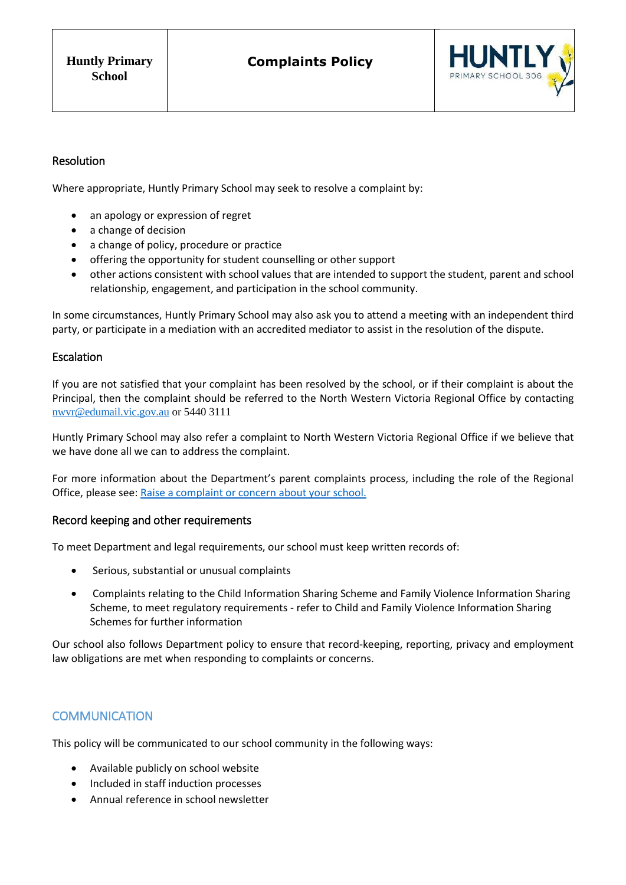### Resolution

Where appropriate, Huntly Primary School may seek to resolve a complaint by:

- an apology or expression of regret
- a change of decision
- a change of policy, procedure or practice
- offering the opportunity for student counselling or other support
- other actions consistent with school values that are intended to support the student, parent and school relationship, engagement, and participation in the school community.

In some circumstances, Huntly Primary School may also ask you to attend a meeting with an independent third party, or participate in a mediation with an accredited mediator to assist in the resolution of the dispute.

### Escalation

If you are not satisfied that your complaint has been resolved by the school, or if their complaint is about the Principal, then the complaint should be referred to the North Western Victoria Regional Office by contacting nwvr@edumail.vic.gov.au or 5440 3111

Huntly Primary School may also refer a complaint to North Western Victoria Regional Office if we believe that we have done all we can to address the complaint.

For more information about the Department's parent complaints process, including the role of the Regional Office, please see: Raise a complaint or concern about your school.

### Record keeping and other requirements

To meet Department and legal requirements, our school must keep written records of:

- Serious, substantial or unusual complaints
- Complaints relating to the Child Information Sharing Scheme and Family Violence Information Sharing Scheme, to meet regulatory requirements - refer to Child and Family Violence Information Sharing Schemes for further information

Our school also follows Department policy to ensure that record-keeping, reporting, privacy and employment law obligations are met when responding to complaints or concerns.

## COMMUNICATION

This policy will be communicated to our school community in the following ways:

- Available publicly on school website
- Included in staff induction processes
- Annual reference in school newsletter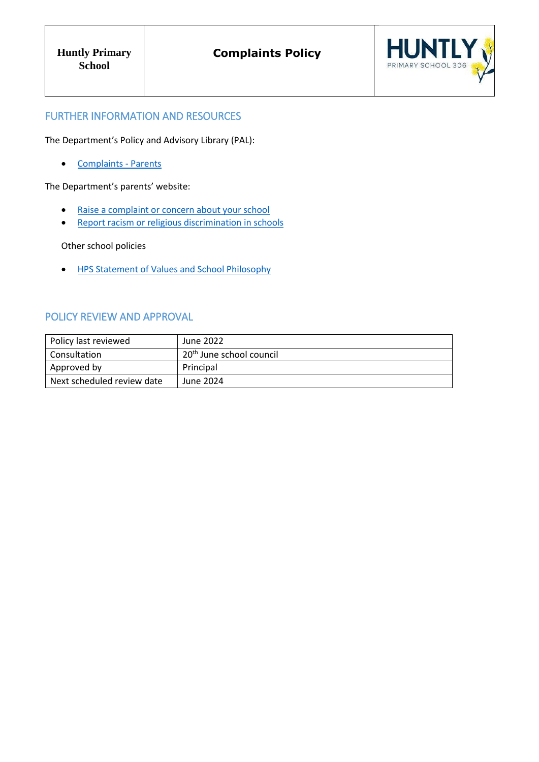## FURTHER INFORMATION AND RESOURCES

The Department's Policy and Advisory Library (PAL):

- Complaints - Parents

The Department's parents' website:

- Raise a complaint or concern about your school
- Report racism or religious discrimination in schools

Other school policies

- HPS Statement of Values and School Philosophy

## POLICY REVIEW AND APPROVAL

| | |
|---|---|
| Policy last reviewed | June 2022 |
| Consultation | 20th June school council |
| Approved by | Principal |
| Next scheduled review date | June 2024 |